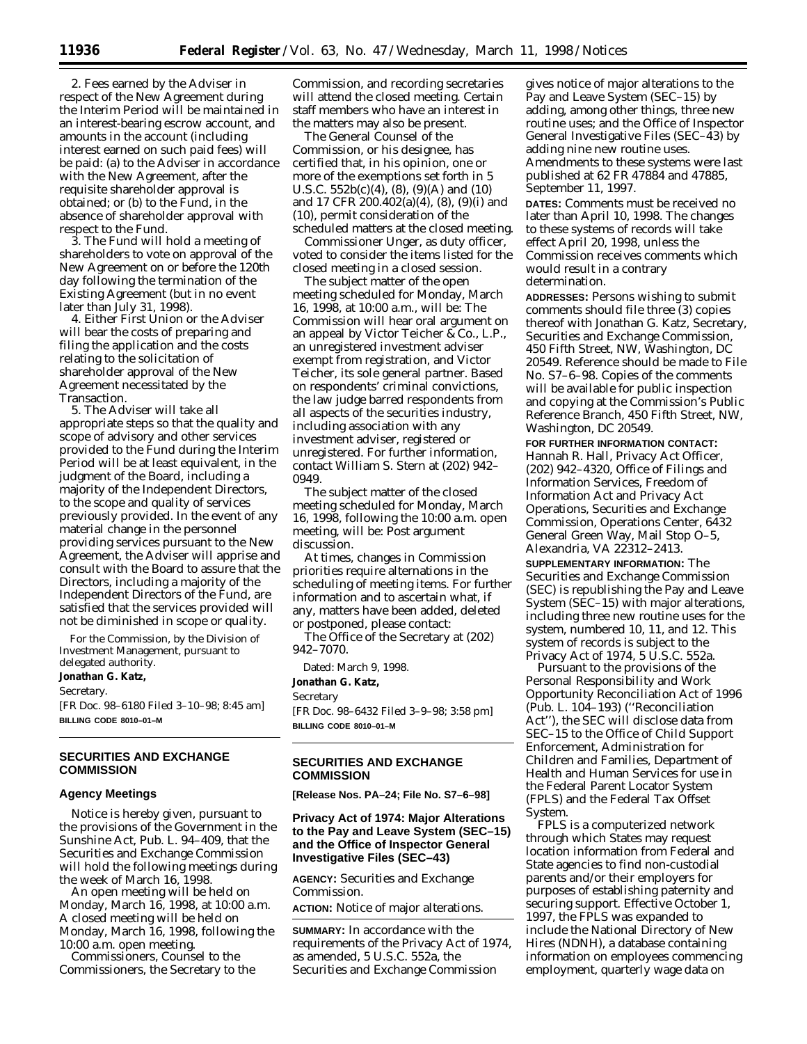2. Fees earned by the Adviser in respect of the New Agreement during the Interim Period will be maintained in an interest-bearing escrow account, and amounts in the account (including interest earned on such paid fees) will be paid: (a) to the Adviser in accordance with the New Agreement, after the requisite shareholder approval is obtained; or (b) to the Fund, in the absence of shareholder approval with respect to the Fund.

3. The Fund will hold a meeting of shareholders to vote on approval of the New Agreement on or before the 120th day following the termination of the Existing Agreement (but in no event later than July 31, 1998).

4. Either First Union or the Adviser will bear the costs of preparing and filing the application and the costs relating to the solicitation of shareholder approval of the New Agreement necessitated by the Transaction.

5. The Adviser will take all appropriate steps so that the quality and scope of advisory and other services provided to the Fund during the Interim Period will be at least equivalent, in the judgment of the Board, including a majority of the Independent Directors, to the scope and quality of services previously provided. In the event of any material change in the personnel providing services pursuant to the New Agreement, the Adviser will apprise and consult with the Board to assure that the Directors, including a majority of the Independent Directors of the Fund, are satisfied that the services provided will not be diminished in scope or quality.

For the Commission, by the Division of Investment Management, pursuant to delegated authority.

**Jonathan G. Katz,**

*Secretary.*

[FR Doc. 98–6180 Filed 3–10–98; 8:45 am]

**BILLING CODE 8010–01–M**

## SECURITIES AND EXCHANGE COMMISSION

### Agency Meetings

Notice is hereby given, pursuant to the provisions of the Government in the Sunshine Act, Pub. L. 94–409, that the Securities and Exchange Commission will hold the following meetings during the week of March 16, 1998.

An open meeting will be held on Monday, March 16, 1998, at 10:00 a.m. A closed meeting will be held on Monday, March 16, 1998, following the 10:00 a.m. open meeting.

Commissioners, Counsel to the Commissioners, the Secretary to the Commission, and recording secretaries will attend the closed meeting. Certain staff members who have an interest in the matters may also be present.

The General Counsel of the Commission, or his designee, has certified that, in his opinion, one or more of the exemptions set forth in 5 U.S.C. 552b(c)(4), (8), (9)(A) and (10) and 17 CFR 200.402(a)(4), (8), (9)(i) and (10), permit consideration of the scheduled matters at the closed meeting.

Commissioner Unger, as duty officer, voted to consider the items listed for the closed meeting in a closed session.

The subject matter of the open meeting scheduled for Monday, March 16, 1998, at 10:00 a.m., will be: The Commission will hear oral argument on an appeal by Victor Teicher & Co., L.P., an unregistered investment adviser exempt from registration, and Victor Teicher, its sole general partner. Based on respondents' criminal convictions, the law judge barred respondents from all aspects of the securities industry, including association with any investment adviser, registered or unregistered. For further information, contact William S. Stern at (202) 942–0949.

The subject matter of the closed meeting scheduled for Monday, March 16, 1998, following the 10:00 a.m. open meeting, will be: Post argument discussion.

At times, changes in Commission priorities require alternations in the scheduling of meeting items. For further information and to ascertain what, if any, matters have been added, deleted or postponed, please contact:

The Office of the Secretary at (202) 942–7070.

Dated: March 9, 1998.

**Jonathan G. Katz,**

*Secretary*

[FR Doc. 98–6432 Filed 3–9–98; 3:58 pm]

**BILLING CODE 8010–01–M**

## SECURITIES AND EXCHANGE COMMISSION

**[Release Nos. PA–24; File No. S7–6–98]**

### Privacy Act of 1974: Major Alterations to the Pay and Leave System (SEC–15) and the Office of Inspector General Investigative Files (SEC–43)

**AGENCY:** Securities and Exchange Commission.

**ACTION:** Notice of major alterations.

**SUMMARY:** In accordance with the requirements of the Privacy Act of 1974, as amended, 5 U.S.C. 552a, the Securities and Exchange Commission gives notice of major alterations to the Pay and Leave System (SEC–15) by adding, among other things, three new routine uses; and the Office of Inspector General Investigative Files (SEC–43) by adding nine new routine uses. Amendments to these systems were last published at 62 FR 47884 and 47885, September 11, 1997.

**DATES:** Comments must be received no later than April 10, 1998. The changes to these systems of records will take effect April 20, 1998, unless the Commission receives comments which would result in a contrary determination.

**ADDRESSES:** Persons wishing to submit comments should file three (3) copies thereof with Jonathan G. Katz, Secretary, Securities and Exchange Commission, 450 Fifth Street, NW, Washington, DC 20549. Reference should be made to File No. S7–6–98. Copies of the comments will be available for public inspection and copying at the Commission's Public Reference Branch, 450 Fifth Street, NW, Washington, DC 20549.

**FOR FURTHER INFORMATION CONTACT:** Hannah R. Hall, Privacy Act Officer, (202) 942–4320, Office of Filings and Information Services, Freedom of Information Act and Privacy Act Operations, Securities and Exchange Commission, Operations Center, 6432 General Green Way, Mail Stop O–5, Alexandria, VA 22312–2413.

**SUPPLEMENTARY INFORMATION:** The Securities and Exchange Commission (SEC) is republishing the Pay and Leave System (SEC–15) with major alterations, including three new routine uses for the system, numbered 10, 11, and 12. This system of records is subject to the Privacy Act of 1974, 5 U.S.C. 552a.

Pursuant to the provisions of the Personal Responsibility and Work Opportunity Reconciliation Act of 1996 (Pub. L. 104–193) (''Reconciliation Act''), the SEC will disclose data from SEC–15 to the Office of Child Support Enforcement, Administration for Children and Families, Department of Health and Human Services for use in the Federal Parent Locator System (FPLS) and the Federal Tax Offset System.

FPLS is a computerized network through which States may request location information from Federal and State agencies to find non-custodial parents and/or their employers for purposes of establishing paternity and securing support. Effective October 1, 1997, the FPLS was expanded to include the National Directory of New Hires (NDNH), a database containing information on employees commencing employment, quarterly wage data on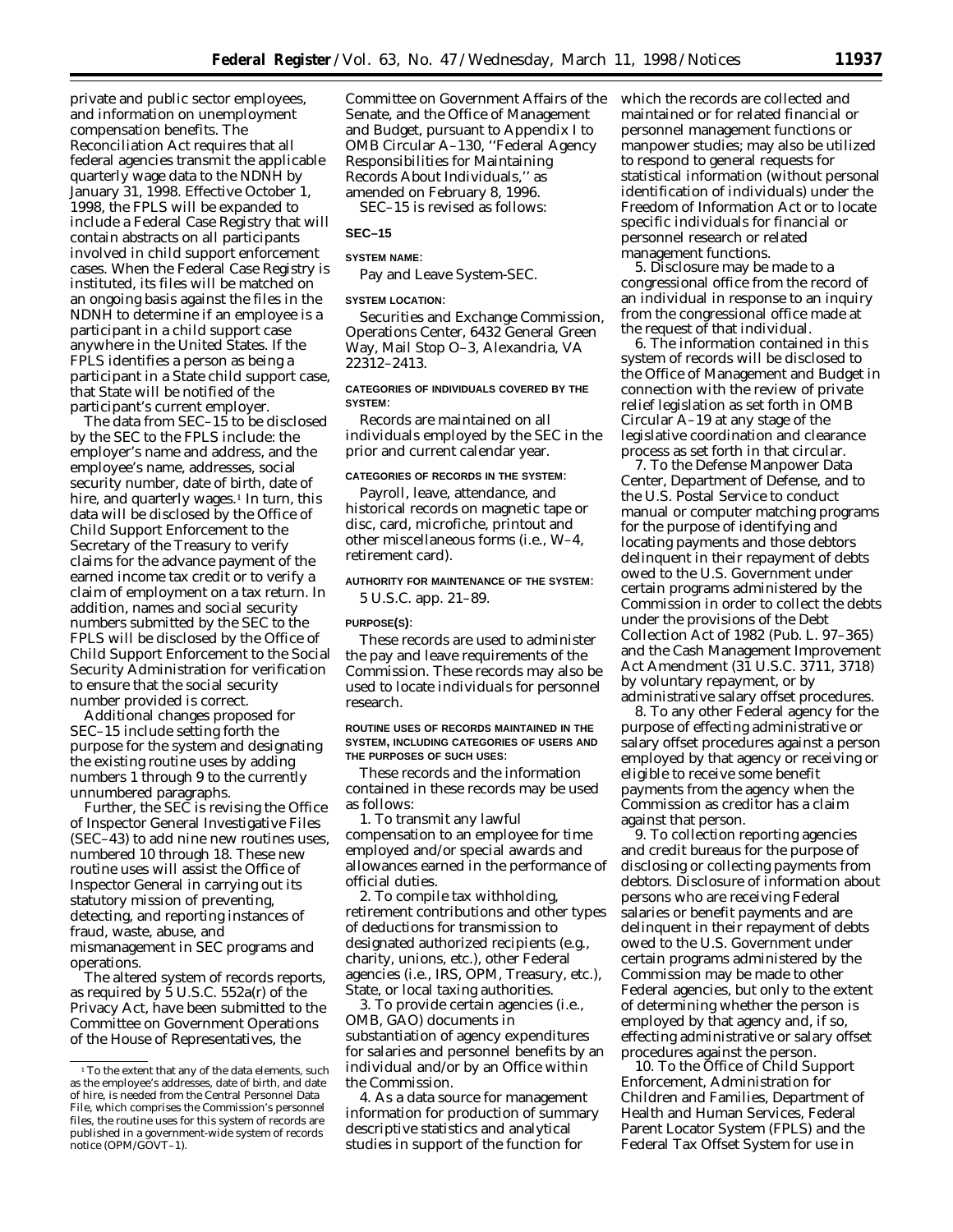private and public sector employees, and information on unemployment compensation benefits. The Reconciliation Act requires that all federal agencies transmit the applicable quarterly wage data to the NDNH by January 31, 1998. Effective October 1, 1998, the FPLS will be expanded to include a Federal Case Registry that will contain abstracts on all participants involved in child support enforcement cases. When the Federal Case Registry is instituted, its files will be matched on an ongoing basis against the files in the NDNH to determine if an employee is a participant in a child support case anywhere in the United States. If the FPLS identifies a person as being a participant in a State child support case, that State will be notified of the participant's current employer.

The data from SEC–15 to be disclosed by the SEC to the FPLS include: the employer's name and address, and the employee's name, addresses, social security number, date of birth, date of hire, and quarterly wages.[1] In turn, this data will be disclosed by the Office of Child Support Enforcement to the Secretary of the Treasury to verify claims for the advance payment of the earned income tax credit or to verify a claim of employment on a tax return. In addition, names and social security numbers submitted by the SEC to the FPLS will be disclosed by the Office of Child Support Enforcement to the Social Security Administration for verification to ensure that the social security number provided is correct.

Additional changes proposed for SEC–15 include setting forth the purpose for the system and designating the existing routine uses by adding numbers 1 through 9 to the currently unnumbered paragraphs.

Further, the SEC is revising the Office of Inspector General Investigative Files (SEC–43) to add nine new routines uses, numbered 10 through 18. These new routine uses will assist the Office of Inspector General in carrying out its statutory mission of preventing, detecting, and reporting instances of fraud, waste, abuse, and mismanagement in SEC programs and operations.

The altered system of records reports, as required by 5 U.S.C. 552a(r) of the Privacy Act, have been submitted to the Committee on Government Operations of the House of Representatives, the Committee on Government Affairs of the Senate, and the Office of Management and Budget, pursuant to Appendix I to OMB Circular A–130, "Federal Agency Responsibilities for Maintaining Records About Individuals," as amended on February 8, 1996.

SEC–15 is revised as follows:

**SEC–15**

**SYSTEM NAME:**

Pay and Leave System-SEC.

**SYSTEM LOCATION:**

Securities and Exchange Commission, Operations Center, 6432 General Green Way, Mail Stop O–3, Alexandria, VA 22312–2413.

**CATEGORIES OF INDIVIDUALS COVERED BY THE SYSTEM:**

Records are maintained on all individuals employed by the SEC in the prior and current calendar year.

**CATEGORIES OF RECORDS IN THE SYSTEM:**

Payroll, leave, attendance, and historical records on magnetic tape or disc, card, microfiche, printout and other miscellaneous forms (i.e., W–4, retirement card).

**AUTHORITY FOR MAINTENANCE OF THE SYSTEM:**

5 U.S.C. app. 21–89.

**PURPOSE(S):**

These records are used to administer the pay and leave requirements of the Commission. These records may also be used to locate individuals for personnel research.

**ROUTINE USES OF RECORDS MAINTAINED IN THE SYSTEM, INCLUDING CATEGORIES OF USERS AND THE PURPOSES OF SUCH USES:**

These records and the information contained in these records may be used as follows:

1. To transmit any lawful compensation to an employee for time employed and/or special awards and allowances earned in the performance of official duties.

2. To compile tax withholding, retirement contributions and other types of deductions for transmission to designated authorized recipients (e.g., charity, unions, etc.), other Federal agencies (i.e., IRS, OPM, Treasury, etc.), State, or local taxing authorities.

3. To provide certain agencies (i.e., OMB, GAO) documents in substantiation of agency expenditures for salaries and personnel benefits by an individual and/or by an Office within the Commission.

4. As a data source for management information for production of summary descriptive statistics and analytical studies in support of the function for which the records are collected and maintained or for related financial or personnel management functions or manpower studies; may also be utilized to respond to general requests for statistical information (without personal identification of individuals) under the Freedom of Information Act or to locate specific individuals for financial or personnel research or related management functions.

5. Disclosure may be made to a congressional office from the record of an individual in response to an inquiry from the congressional office made at the request of that individual.

6. The information contained in this system of records will be disclosed to the Office of Management and Budget in connection with the review of private relief legislation as set forth in OMB Circular A–19 at any stage of the legislative coordination and clearance process as set forth in that circular.

7. To the Defense Manpower Data Center, Department of Defense, and to the U.S. Postal Service to conduct manual or computer matching programs for the purpose of identifying and locating payments and those debtors delinquent in their repayment of debts owed to the U.S. Government under certain programs administered by the Commission in order to collect the debts under the provisions of the Debt Collection Act of 1982 (Pub. L. 97–365) and the Cash Management Improvement Act Amendment (31 U.S.C. 3711, 3718) by voluntary repayment, or by administrative salary offset procedures.

8. To any other Federal agency for the purpose of effecting administrative or salary offset procedures against a person employed by that agency or receiving or eligible to receive some benefit payments from the agency when the Commission as creditor has a claim against that person.

9. To collection reporting agencies and credit bureaus for the purpose of disclosing or collecting payments from debtors. Disclosure of information about persons who are receiving Federal salaries or benefit payments and are delinquent in their repayment of debts owed to the U.S. Government under certain programs administered by the Commission may be made to other Federal agencies, but only to the extent of determining whether the person is employed by that agency and, if so, effecting administrative or salary offset procedures against the person.

10. To the Office of Child Support Enforcement, Administration for Children and Families, Department of Health and Human Services, Federal Parent Locator System (FPLS) and the Federal Tax Offset System for use in

[1] To the extent that any of the data elements, such as the employee's addresses, date of birth, and date of hire, is needed from the Central Personnel Data File, which comprises the Commission's personnel files, the routine uses for this system of records are published in a government-wide system of records notice (OPM/GOVT–1).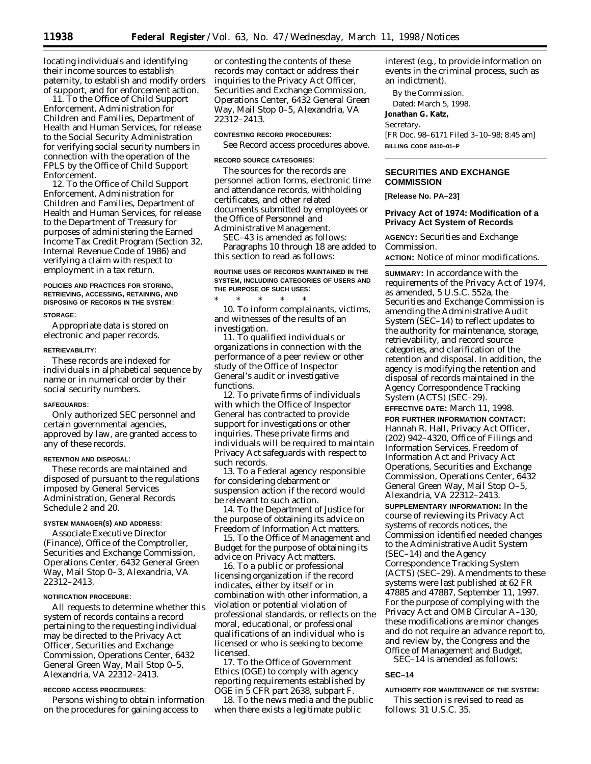locating individuals and identifying their income sources to establish paternity, to establish and modify orders of support, and for enforcement action.

11. To the Office of Child Support Enforcement, Administration for Children and Families, Department of Health and Human Services, for release to the Social Security Administration for verifying social security numbers in connection with the operation of the FPLS by the Office of Child Support Enforcement.

12. To the Office of Child Support Enforcement, Administration for Children and Families, Department of Health and Human Services, for release to the Department of Treasury for purposes of administering the Earned Income Tax Credit Program (Section 32, Internal Revenue Code of 1986) and verifying a claim with respect to employment in a tax return.

**POLICIES AND PRACTICES FOR STORING, RETRIEVING, ACCESSING, RETAINING, AND DISPOSING OF RECORDS IN THE SYSTEM:**

**STORAGE:**

Appropriate data is stored on electronic and paper records.

**RETRIEVABILITY:**

These records are indexed for individuals in alphabetical sequence by name or in numerical order by their social security numbers.

**SAFEGUARDS:**

Only authorized SEC personnel and certain governmental agencies, approved by law, are granted access to any of these records.

**RETENTION AND DISPOSAL:**

These records are maintained and disposed of pursuant to the regulations imposed by General Services Administration, General Records Schedule 2 and 20.

**SYSTEM MANAGER(S) AND ADDRESS:**

Associate Executive Director (Finance), Office of the Comptroller, Securities and Exchange Commission, Operations Center, 6432 General Green Way, Mail Stop 0–3, Alexandria, VA 22312–2413.

**NOTIFICATION PROCEDURE:**

All requests to determine whether this system of records contains a record pertaining to the requesting individual may be directed to the Privacy Act Officer, Securities and Exchange Commission, Operations Center, 6432 General Green Way, Mail Stop 0–5, Alexandria, VA 22312–2413.

**RECORD ACCESS PROCEDURES:**

Persons wishing to obtain information on the procedures for gaining access to or contesting the contents of these records may contact or address their inquiries to the Privacy Act Officer, Securities and Exchange Commission, Operations Center, 6432 General Green Way, Mail Stop 0–5, Alexandria, VA 22312–2413.

**CONTESTING RECORD PROCEDURES:**

See Record access procedures above.

**RECORD SOURCE CATEGORIES:**

The sources for the records are personnel action forms, electronic time and attendance records, withholding certificates, and other related documents submitted by employees or the Office of Personnel and Administrative Management.

SEC–43 is amended as follows:

Paragraphs 10 through 18 are added to this section to read as follows:

**ROUTINE USES OF RECORDS MAINTAINED IN THE SYSTEM, INCLUDING CATEGORIES OF USERS AND THE PURPOSE OF SUCH USES:**

\* \* \* \* \*

10. To inform complainants, victims, and witnesses of the results of an investigation.

11. To qualified individuals or organizations in connection with the performance of a peer review or other study of the Office of Inspector General's audit or investigative functions.

12. To private firms of individuals with which the Office of Inspector General has contracted to provide support for investigations or other inquiries. These private firms and individuals will be required to maintain Privacy Act safeguards with respect to such records.

13. To a Federal agency responsible for considering debarment or suspension action if the record would be relevant to such action.

14. To the Department of Justice for the purpose of obtaining its advice on Freedom of Information Act matters.

15. To the Office of Management and Budget for the purpose of obtaining its advice on Privacy Act matters.

16. To a public or professional licensing organization if the record indicates, either by itself or in combination with other information, a violation or potential violation of professional standards, or reflects on the moral, educational, or professional qualifications of an individual who is licensed or who is seeking to become licensed.

17. To the Office of Government Ethics (OGE) to comply with agency reporting requirements established by OGE in 5 CFR part 2638, subpart F.

18. To the news media and the public when there exists a legitimate public interest (e.g., to provide information on events in the criminal process, such as an indictment).

By the Commission.

Dated: March 5, 1998.

**Jonathan G. Katz,**

*Secretary.*

[FR Doc. 98–6171 Filed 3–10–98; 8:45 am]

**BILLING CODE 8410–01–P**

## SECURITIES AND EXCHANGE COMMISSION

**[Release No. PA–23]**

### Privacy Act of 1974: Modification of a Privacy Act System of Records

**AGENCY:** Securities and Exchange Commission.

**ACTION:** Notice of minor modifications.

**SUMMARY:** In accordance with the requirements of the Privacy Act of 1974, as amended, 5 U.S.C. 552a, the Securities and Exchange Commission is amending the Administrative Audit System (SEC–14) to reflect updates to the authority for maintenance, storage, retrievability, and record source categories, and clarification of the retention and disposal. In addition, the agency is modifying the retention and disposal of records maintained in the Agency Correspondence Tracking System (ACTS) (SEC–29).

**EFFECTIVE DATE:** March 11, 1998.

**FOR FURTHER INFORMATION CONTACT:** Hannah R. Hall, Privacy Act Officer, (202) 942–4320, Office of Filings and Information Services, Freedom of Information Act and Privacy Act Operations, Securities and Exchange Commission, Operations Center, 6432 General Green Way, Mail Stop O–5, Alexandria, VA 22312–2413.

**SUPPLEMENTARY INFORMATION:** In the course of reviewing its Privacy Act systems of records notices, the Commission identified needed changes to the Administrative Audit System (SEC–14) and the Agency Correspondence Tracking System (ACTS) (SEC–29). Amendments to these systems were last published at 62 FR 47885 and 47887, September 11, 1997. For the purpose of complying with the Privacy Act and OMB Circular A–130, these modifications are minor changes and do not require an advance report to, and review by, the Congress and the Office of Management and Budget.

SEC–14 is amended as follows:

**SEC–14**

**AUTHORITY FOR MAINTENANCE OF THE SYSTEM:**

This section is revised to read as follows: 31 U.S.C. 35.